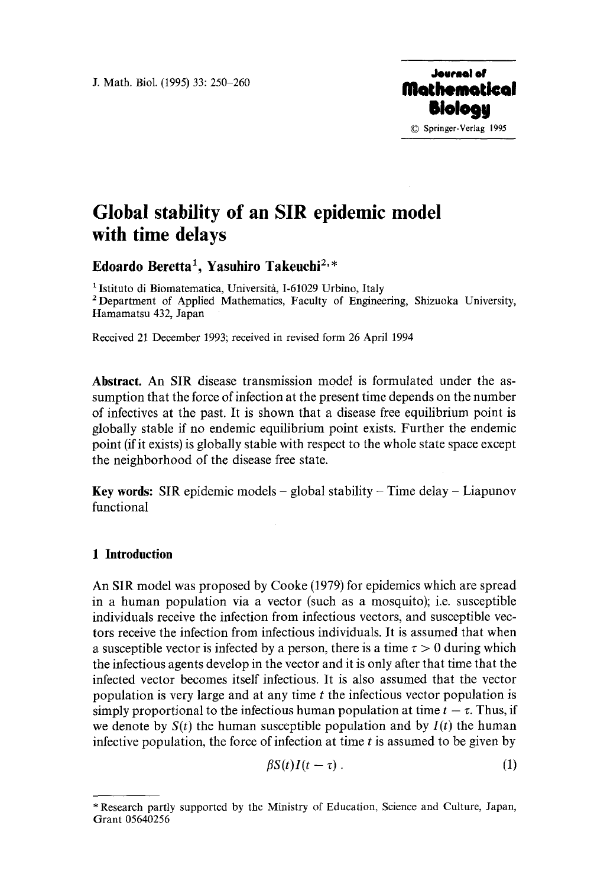# Global stability of an SIR epidemic model with time delays

**Edoardo Beretta**[1], **Yasuhiro Takeuchi**[2,*]

[1] Istituto di Biomatematica, Università, I-61029 Urbino, Italy

[2] Department of Applied Mathematics, Faculty of Engineering, Shizuoka University, Hamamatsu 432, Japan

Received 21 December 1993; received in revised form 26 April 1994

**Abstract.** An SIR disease transmission model is formulated under the assumption that the force of infection at the present time depends on the number of infectives at the past. It is shown that a disease free equilibrium point is globally stable if no endemic equilibrium point exists. Further the endemic point (if it exists) is globally stable with respect to the whole state space except the neighborhood of the disease free state.

**Key words:** SIR epidemic models – global stability – Time delay – Liapunov functional

## 1 Introduction

An SIR model was proposed by Cooke (1979) for epidemics which are spread in a human population via a vector (such as a mosquito); i.e. susceptible individuals receive the infection from infectious vectors, and susceptible vectors receive the infection from infectious individuals. It is assumed that when a susceptible vector is infected by a person, there is a time $\tau > 0$ during which the infectious agents develop in the vector and it is only after that time that the infected vector becomes itself infectious. It is also assumed that the vector population is very large and at any time $t$ the infectious vector population is simply proportional to the infectious human population at time $t - \tau$. Thus, if we denote by $S(t)$ the human susceptible population and by $I(t)$ the human infective population, the force of infection at time $t$ is assumed to be given by

$$\beta S(t) I(t - \tau) . \tag{1}$$

---

\* Research partly supported by the Ministry of Education, Science and Culture, Japan, Grant 05640256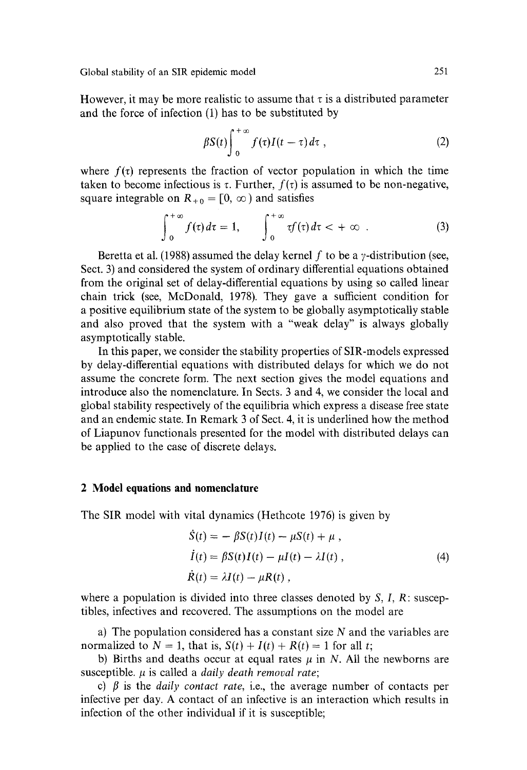However, it may be more realistic to assume that $\tau$ is a distributed parameter and the force of infection (1) has to be substituted by

$$\beta S(t) \int_0^{+\infty} f(\tau) I(t-\tau)\, d\tau \,, \tag{2}$$

where $f(\tau)$ represents the fraction of vector population in which the time taken to become infectious is $\tau$. Further, $f(\tau)$ is assumed to be non-negative, square integrable on $R_{+0} = [0, \infty)$ and satisfies

$$\int_0^{+\infty} f(\tau)\, d\tau = 1, \qquad \int_0^{+\infty} \tau f(\tau)\, d\tau < +\infty \,. \tag{3}$$

Beretta et al. (1988) assumed the delay kernel $f$ to be a $\gamma$-distribution (see, Sect. 3) and considered the system of ordinary differential equations obtained from the original set of delay-differential equations by using so called linear chain trick (see, McDonald, 1978). They gave a sufficient condition for a positive equilibrium state of the system to be globally asymptotically stable and also proved that the system with a "weak delay" is always globally asymptotically stable.

In this paper, we consider the stability properties of SIR-models expressed by delay-differential equations with distributed delays for which we do not assume the concrete form. The next section gives the model equations and introduce also the nomenclature. In Sects. 3 and 4, we consider the local and global stability respectively of the equilibria which express a disease free state and an endemic state. In Remark 3 of Sect. 4, it is underlined how the method of Liapunov functionals presented for the model with distributed delays can be applied to the case of discrete delays.

## 2 Model equations and nomenclature

The SIR model with vital dynamics (Hethcote 1976) is given by

$$\begin{aligned}
\dot{S}(t) &= -\beta S(t) I(t) - \mu S(t) + \mu \,, \\
\dot{I}(t) &= \beta S(t) I(t) - \mu I(t) - \lambda I(t) \,, \\
\dot{R}(t) &= \lambda I(t) - \mu R(t) \,,
\end{aligned} \tag{4}$$

where a population is divided into three classes denoted by $S$, $I$, $R$: susceptibles, infectives and recovered. The assumptions on the model are

a) The population considered has a constant size $N$ and the variables are normalized to $N = 1$, that is, $S(t) + I(t) + R(t) = 1$ for all $t$;

b) Births and deaths occur at equal rates $\mu$ in $N$. All the newborns are susceptible. $\mu$ is called a *daily death removal rate*;

c) $\beta$ is the *daily contact rate*, i.e., the average number of contacts per infective per day. A contact of an infective is an interaction which results in infection of the other individual if it is susceptible;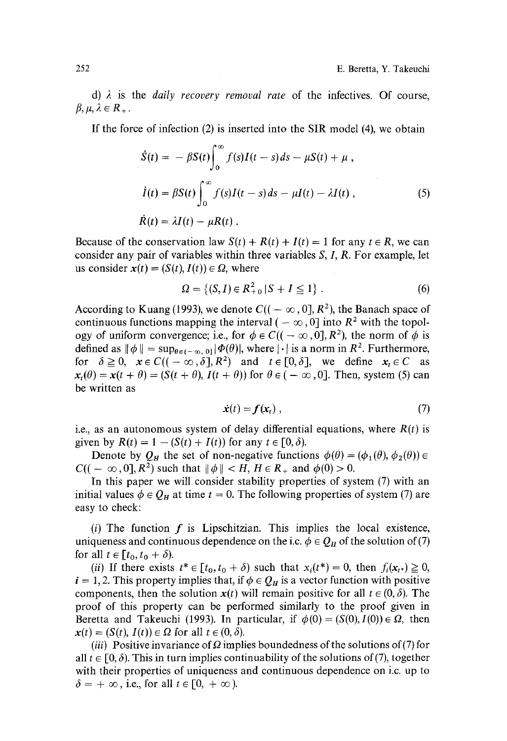d) $\lambda$ is the *daily recovery removal rate* of the infectives. Of course, $\beta, \mu, \lambda \in R_+$.

If the force of infection (2) is inserted into the SIR model (4), we obtain

$$\dot{S}(t) = -\beta S(t) \int_0^\infty f(s) I(t-s)\, ds - \mu S(t) + \mu ,$$

$$\dot{I}(t) = \beta S(t) \int_0^\infty f(s) I(t-s)\, ds - \mu I(t) - \lambda I(t) , \tag{5}$$

$$\dot{R}(t) = \lambda I(t) - \mu R(t) .$$

Because of the conservation law $S(t) + R(t) + I(t) = 1$ for any $t \in R$, we can consider any pair of variables within three variables $S, I, R$. For example, let us consider $\boldsymbol{x}(t) = (S(t), I(t)) \in \Omega$, where

$$\Omega = \{(S, I) \in R^2_{+0} \mid S + I \leqq 1\} . \tag{6}$$

According to Kuang (1993), we denote $C((-\infty, 0], R^2)$, the Banach space of continuous functions mapping the interval $(-\infty, 0]$ into $R^2$ with the topology of uniform convergence; i.e., for $\phi \in C((-\infty, 0], R^2)$, the norm of $\phi$ is defined as $\|\phi\| = \sup_{\theta \in (-\infty, 0]} |\Phi(\theta)|$, where $|\cdot|$ is a norm in $R^2$. Furthermore, for $\delta \geqq 0$, $\boldsymbol{x} \in C((-\infty, \delta], R^2)$ and $t \in [0, \delta]$, we define $\boldsymbol{x}_t \in C$ as $\boldsymbol{x}_t(\theta) = \boldsymbol{x}(t + \theta) = (S(t+\theta), I(t+\theta))$ for $\theta \in (-\infty, 0]$. Then, system (5) can be written as

$$\dot{\boldsymbol{x}}(t) = \boldsymbol{f}(\boldsymbol{x}_t) , \tag{7}$$

i.e., as an autonomous system of delay differential equations, where $R(t)$ is given by $R(t) = 1 - (S(t) + I(t))$ for any $t \in [0, \delta)$.

Denote by $Q_H$ the set of non-negative functions $\phi(\theta) = (\phi_1(\theta), \phi_2(\theta)) \in C((-\infty, 0], R^2)$ such that $\|\phi\| < H$, $H \in R_+$ and $\phi(0) > 0$.

In this paper we will consider stability properties of system (7) with an initial values $\phi \in Q_H$ at time $t = 0$. The following properties of system (7) are easy to check:

(*i*) The function $\boldsymbol{f}$ is Lipschitzian. This implies the local existence, uniqueness and continuous dependence on the i.c. $\phi \in Q_H$ of the solution of (7) for all $t \in [t_0, t_0 + \delta)$.

(*ii*) If there exists $t^* \in [t_0, t_0 + \delta)$ such that $x_i(t^*) = 0$, then $f_i(\boldsymbol{x}_{t^*}) \geqq 0$, $i = 1, 2$. This property implies that, if $\phi \in Q_H$ is a vector function with positive components, then the solution $\boldsymbol{x}(t)$ will remain positive for all $t \in (0, \delta)$. The proof of this property can be performed similarly to the proof given in Beretta and Takeuchi (1993). In particular, if $\phi(0) = (S(0), I(0)) \in \Omega$, then $\boldsymbol{x}(t) = (S(t), I(t)) \in \Omega$ for all $t \in (0, \delta)$.

(*iii*) Positive invariance of $\Omega$ implies boundedness of the solutions of (7) for all $t \in [0, \delta)$. This in turn implies continuability of the solutions of (7), together with their properties of uniqueness and continuous dependence on i.c. up to $\delta = +\infty$, i.e., for all $t \in [0, +\infty)$.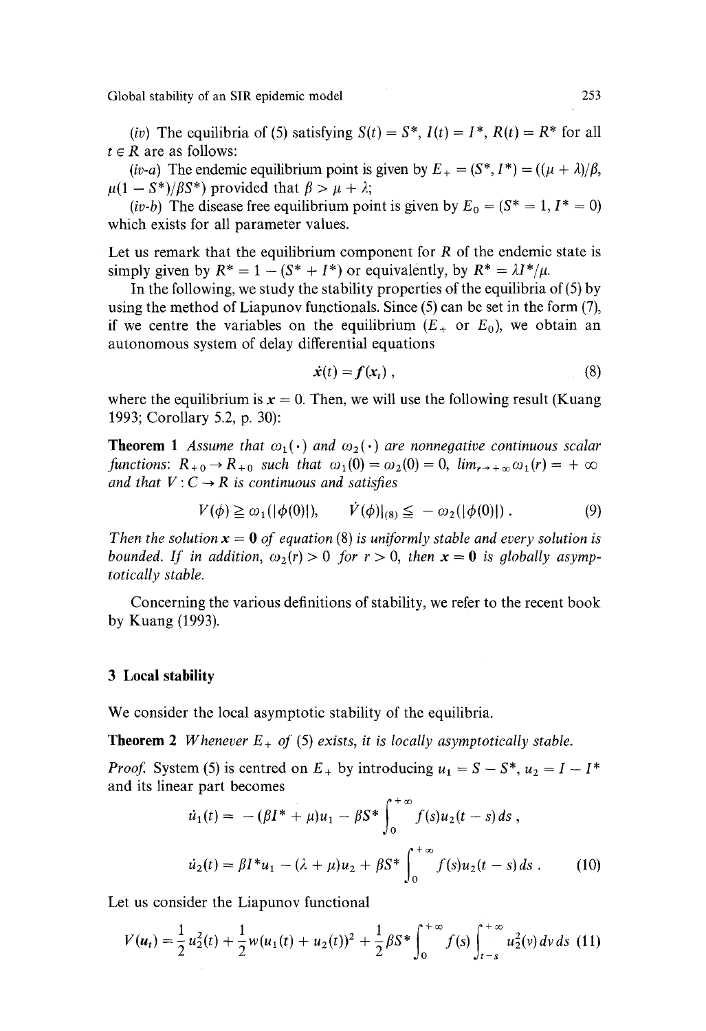(*iv*) The equilibria of (5) satisfying $S(t) = S^*$, $I(t) = I^*$, $R(t) = R^*$ for all $t \in R$ are as follows:

(*iv-a*) The endemic equilibrium point is given by $E_+ = (S^*, I^*) = ((\mu + \lambda)/\beta, \mu(1 - S^*)/\beta S^*)$ provided that $\beta > \mu + \lambda$;

(*iv-b*) The disease free equilibrium point is given by $E_0 = (S^* = 1, I^* = 0)$ which exists for all parameter values.

Let us remark that the equilibrium component for $R$ of the endemic state is simply given by $R^* = 1 - (S^* + I^*)$ or equivalently, by $R^* = \lambda I^*/\mu$.

In the following, we study the stability properties of the equilibria of (5) by using the method of Liapunov functionals. Since (5) can be set in the form (7), if we centre the variables on the equilibrium ($E_+$ or $E_0$), we obtain an autonomous system of delay differential equations

$$\dot{x}(t) = f(x_t) , \tag{8}$$

where the equilibrium is $x = 0$. Then, we will use the following result (Kuang 1993; Corollary 5.2, p. 30):

**Theorem 1** *Assume that $\omega_1(\cdot)$ and $\omega_2(\cdot)$ are nonnegative continuous scalar functions: $R_{+0} \to R_{+0}$ such that $\omega_1(0) = \omega_2(0) = 0$, $lim_{r \to +\infty} \omega_1(r) = +\infty$ and that $V : C \to R$ is continuous and satisfies*

$$V(\phi) \geqq \omega_1(|\phi(0)|), \qquad \dot{V}(\phi)|_{(8)} \leqq -\omega_2(|\phi(0)|) . \tag{9}$$

*Then the solution $\mathbf{x} = \mathbf{0}$ of equation (8) is uniformly stable and every solution is bounded. If in addition, $\omega_2(r) > 0$ for $r > 0$, then $\mathbf{x} = \mathbf{0}$ is globally asymptotically stable.*

Concerning the various definitions of stability, we refer to the recent book by Kuang (1993).

## 3 Local stability

We consider the local asymptotic stability of the equilibria.

**Theorem 2** *Whenever $E_+$ of (5) exists, it is locally asymptotically stable.*

*Proof.* System (5) is centred on $E_+$ by introducing $u_1 = S - S^*$, $u_2 = I - I^*$ and its linear part becomes

$$\dot{u}_1(t) = -(\beta I^* + \mu)u_1 - \beta S^* \int_0^{+\infty} f(s) u_2(t - s)\, ds ,$$

$$\dot{u}_2(t) = \beta I^* u_1 - (\lambda + \mu)u_2 + \beta S^* \int_0^{+\infty} f(s) u_2(t - s)\, ds . \tag{10}$$

Let us consider the Liapunov functional

$$V(\mathbf{u}_t) = \frac{1}{2} u_2^2(t) + \frac{1}{2} w(u_1(t) + u_2(t))^2 + \frac{1}{2} \beta S^* \int_0^{+\infty} f(s) \int_{t-s}^{+\infty} u_2^2(v)\, dv\, ds \tag{11}$$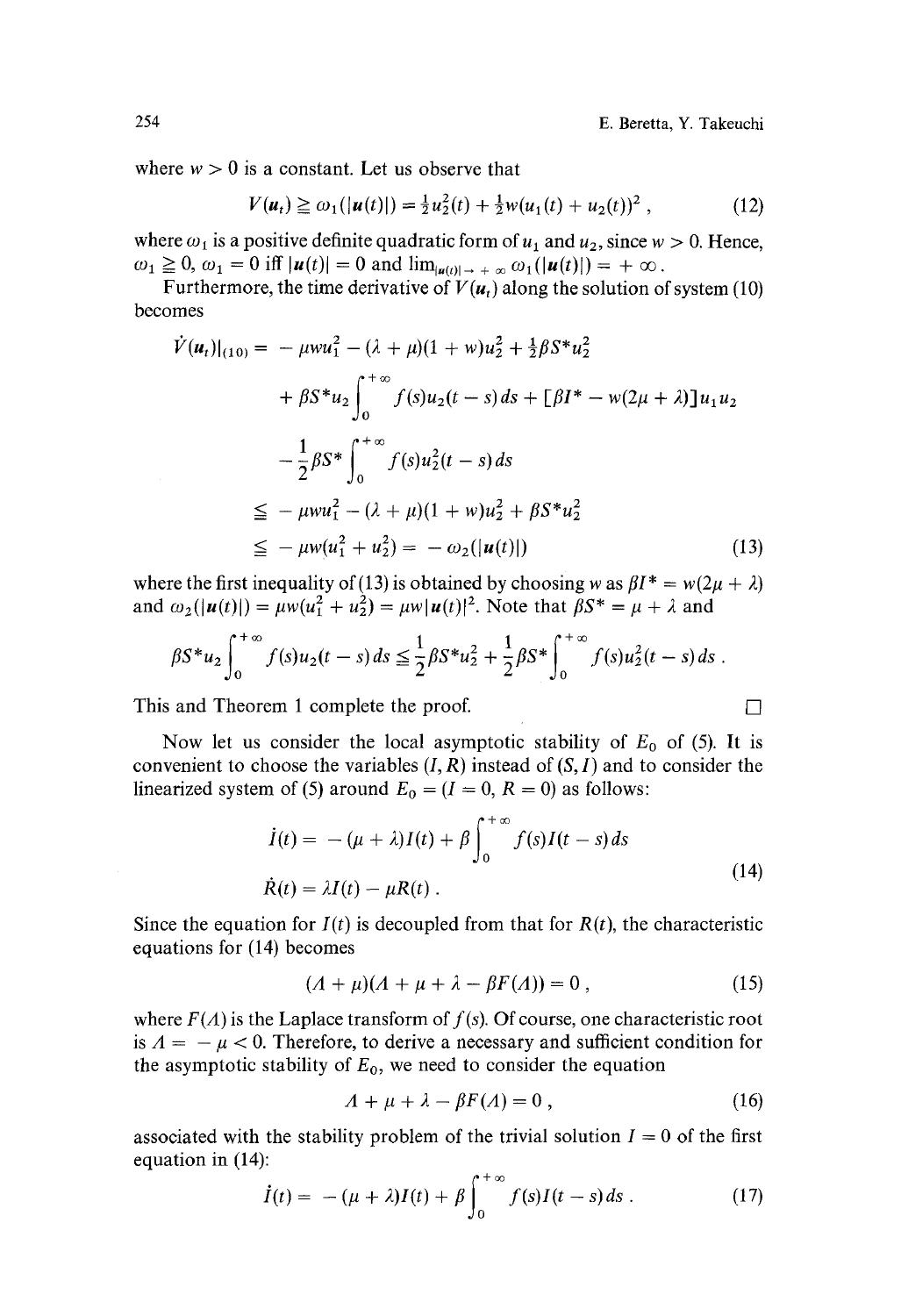where $w > 0$ is a constant. Let us observe that

$$V(\boldsymbol{u}_t) \geqq \omega_1(|\boldsymbol{u}(t)|) = \tfrac{1}{2}u_2^2(t) + \tfrac{1}{2}w(u_1(t) + u_2(t))^2 \,, \tag{12}$$

where $\omega_1$ is a positive definite quadratic form of $u_1$ and $u_2$, since $w > 0$. Hence, $\omega_1 \geqq 0$, $\omega_1 = 0$ iff $|\boldsymbol{u}(t)| = 0$ and $\lim_{|\boldsymbol{u}(t)| \to +\infty} \omega_1(|\boldsymbol{u}(t)|) = +\infty$.

Furthermore, the time derivative of $V(\boldsymbol{u}_t)$ along the solution of system (10) becomes

$$\begin{aligned}
\dot{V}(\boldsymbol{u}_t)|_{(10)} = & -\mu w u_1^2 - (\lambda + \mu)(1 + w)u_2^2 + \tfrac{1}{2}\beta S^* u_2^2 \\
& + \beta S^* u_2 \int_0^{+\infty} f(s) u_2(t-s)\, ds + [\beta I^* - w(2\mu + \lambda)] u_1 u_2 \\
& - \frac{1}{2}\beta S^* \int_0^{+\infty} f(s) u_2^2(t-s)\, ds \\
\leqq & -\mu w u_1^2 - (\lambda + \mu)(1 + w)u_2^2 + \beta S^* u_2^2 \\
\leqq & -\mu w(u_1^2 + u_2^2) = -\omega_2(|\boldsymbol{u}(t)|)
\end{aligned} \tag{13}$$

where the first inequality of (13) is obtained by choosing $w$ as $\beta I^* = w(2\mu + \lambda)$ and $\omega_2(|\boldsymbol{u}(t)|) = \mu w(u_1^2 + u_2^2) = \mu w |\boldsymbol{u}(t)|^2$. Note that $\beta S^* = \mu + \lambda$ and

$$\beta S^* u_2 \int_0^{+\infty} f(s) u_2(t-s)\, ds \leqq \frac{1}{2}\beta S^* u_2^2 + \frac{1}{2}\beta S^* \int_0^{+\infty} f(s) u_2^2(t-s)\, ds \,.$$

This and Theorem 1 complete the proof. □

Now let us consider the local asymptotic stability of $E_0$ of (5). It is convenient to choose the variables $(I, R)$ instead of $(S, I)$ and to consider the linearized system of (5) around $E_0 = (I = 0,\ R = 0)$ as follows:

$$\begin{aligned}
\dot{I}(t) &= -(\mu + \lambda)I(t) + \beta \int_0^{+\infty} f(s) I(t-s)\, ds \\
\dot{R}(t) &= \lambda I(t) - \mu R(t) \,.
\end{aligned} \tag{14}$$

Since the equation for $I(t)$ is decoupled from that for $R(t)$, the characteristic equations for (14) becomes

$$(\Lambda + \mu)(\Lambda + \mu + \lambda - \beta F(\Lambda)) = 0 \,, \tag{15}$$

where $F(\Lambda)$ is the Laplace transform of $f(s)$. Of course, one characteristic root is $\Lambda = -\mu < 0$. Therefore, to derive a necessary and sufficient condition for the asymptotic stability of $E_0$, we need to consider the equation

$$\Lambda + \mu + \lambda - \beta F(\Lambda) = 0 \,, \tag{16}$$

associated with the stability problem of the trivial solution $I = 0$ of the first equation in (14):

$$\dot{I}(t) = -(\mu + \lambda)I(t) + \beta \int_0^{+\infty} f(s) I(t-s)\, ds \,. \tag{17}$$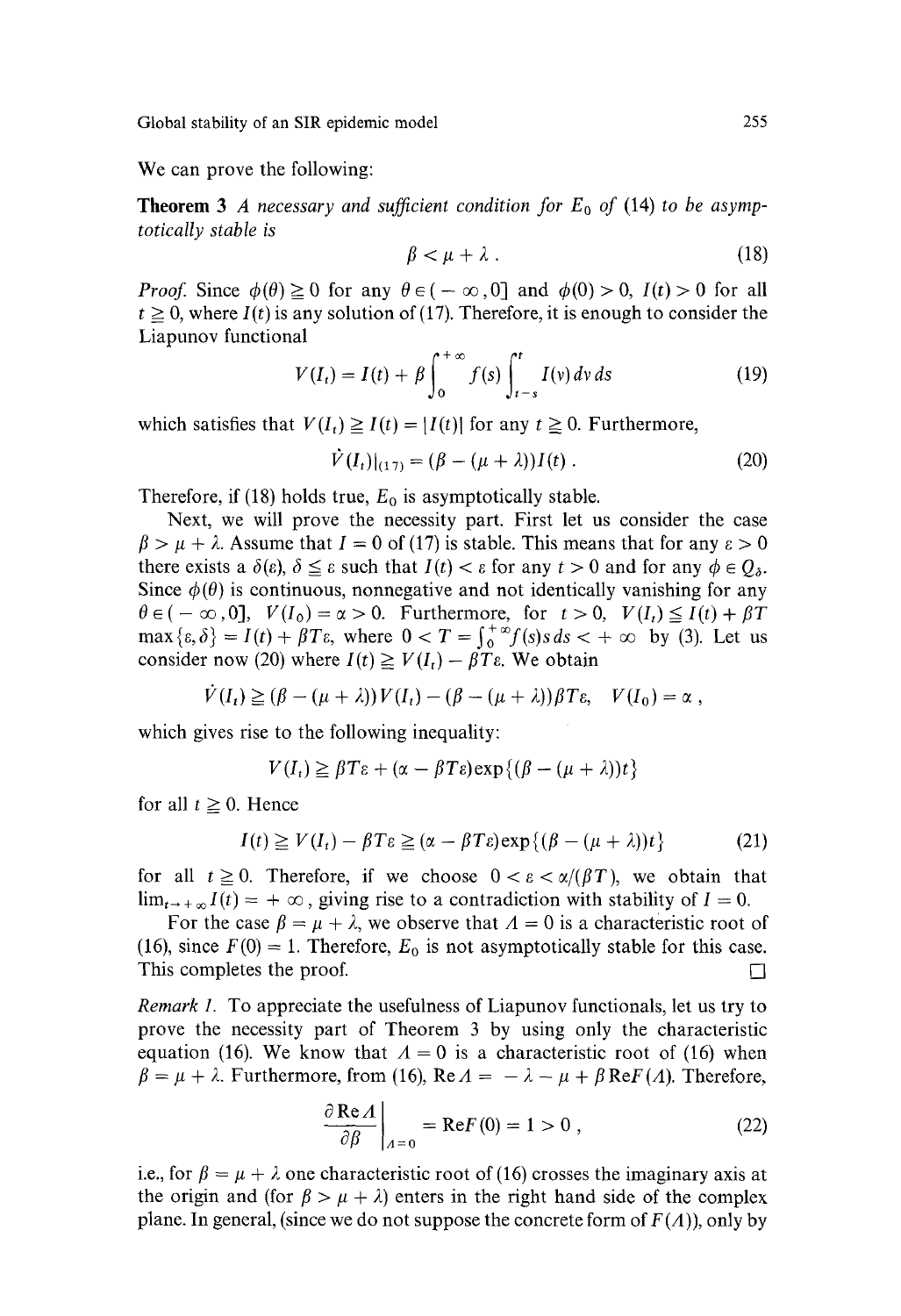We can prove the following:

**Theorem 3** *A necessary and sufficient condition for $E_0$ of* (14) *to be asymptotically stable is*

$$\beta < \mu + \lambda . \tag{18}$$

*Proof.* Since $\phi(\theta) \geqq 0$ for any $\theta \in (-\infty, 0]$ and $\phi(0) > 0$, $I(t) > 0$ for all $t \geqq 0$, where $I(t)$ is any solution of (17). Therefore, it is enough to consider the Liapunov functional

$$V(I_t) = I(t) + \beta \int_0^{+\infty} f(s) \int_{t-s}^{t} I(v)\, dv\, ds \tag{19}$$

which satisfies that $V(I_t) \geqq I(t) = |I(t)|$ for any $t \geqq 0$. Furthermore,

$$\dot{V}(I_t)|_{(17)} = (\beta - (\mu + \lambda))I(t) . \tag{20}$$

Therefore, if (18) holds true, $E_0$ is asymptotically stable.

Next, we will prove the necessity part. First let us consider the case $\beta > \mu + \lambda$. Assume that $I = 0$ of (17) is stable. This means that for any $\varepsilon > 0$ there exists a $\delta(\varepsilon)$, $\delta \leqq \varepsilon$ such that $I(t) < \varepsilon$ for any $t > 0$ and for any $\phi \in Q_\delta$. Since $\phi(\theta)$ is continuous, nonnegative and not identically vanishing for any $\theta \in (-\infty, 0]$, $V(I_0) = \alpha > 0$. Furthermore, for $t > 0$, $V(I_t) \leqq I(t) + \beta T \max\{\varepsilon, \delta\} = I(t) + \beta T \varepsilon$, where $0 < T = \int_0^{+\infty} f(s) s\, ds < +\infty$ by (3). Let us consider now (20) where $I(t) \geqq V(I_t) - \beta T \varepsilon$. We obtain

$$\dot{V}(I_t) \geqq (\beta - (\mu + \lambda))V(I_t) - (\beta - (\mu + \lambda))\beta T \varepsilon, \quad V(I_0) = \alpha ,$$

which gives rise to the following inequality:

$$V(I_t) \geqq \beta T \varepsilon + (\alpha - \beta T \varepsilon)\exp\{(\beta - (\mu + \lambda))t\}$$

for all $t \geqq 0$. Hence

$$I(t) \geqq V(I_t) - \beta T \varepsilon \geqq (\alpha - \beta T \varepsilon)\exp\{(\beta - (\mu + \lambda))t\} \tag{21}$$

for all $t \geqq 0$. Therefore, if we choose $0 < \varepsilon < \alpha/(\beta T)$, we obtain that $\lim_{t \to +\infty} I(t) = +\infty$, giving rise to a contradiction with stability of $I = 0$.

For the case $\beta = \mu + \lambda$, we observe that $\Lambda = 0$ is a characteristic root of (16), since $F(0) = 1$. Therefore, $E_0$ is not asymptotically stable for this case. This completes the proof. $\square$

*Remark 1.* To appreciate the usefulness of Liapunov functionals, let us try to prove the necessity part of Theorem 3 by using only the characteristic equation (16). We know that $\Lambda = 0$ is a characteristic root of (16) when $\beta = \mu + \lambda$. Furthermore, from (16), $\mathrm{Re}\Lambda = -\lambda - \mu + \beta \mathrm{Re}F(\Lambda)$. Therefore,

$$\left.\frac{\partial \mathrm{Re}\Lambda}{\partial \beta}\right|_{\Lambda = 0} = \mathrm{Re}F(0) = 1 > 0 , \tag{22}$$

i.e., for $\beta = \mu + \lambda$ one characteristic root of (16) crosses the imaginary axis at the origin and (for $\beta > \mu + \lambda$) enters in the right hand side of the complex plane. In general, (since we do not suppose the concrete form of $F(\Lambda)$), only by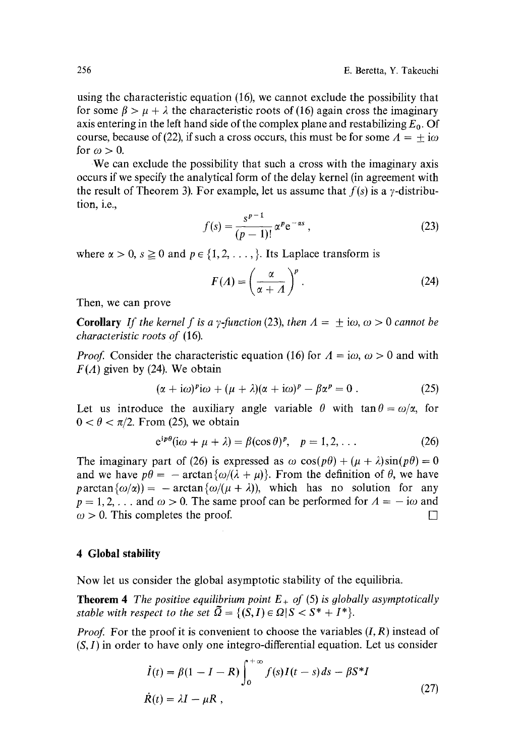using the characteristic equation (16), we cannot exclude the possibility that for some $\beta > \mu + \lambda$ the characteristic roots of (16) again cross the imaginary axis entering in the left hand side of the complex plane and restabilizing $E_0$. Of course, because of (22), if such a cross occurs, this must be for some $\Lambda = \pm\, i\omega$ for $\omega > 0$.

We can exclude the possibility that such a cross with the imaginary axis occurs if we specify the analytical form of the delay kernel (in agreement with the result of Theorem 3). For example, let us assume that $f(s)$ is a $\gamma$-distribution, i.e.,

$$f(s) = \frac{s^{p-1}}{(p-1)!}\alpha^p e^{-\alpha s}, \tag{23}$$

where $\alpha > 0$, $s \geqq 0$ and $p \in \{1, 2, \ldots, \}$. Its Laplace transform is

$$F(\Lambda) = \left(\frac{\alpha}{\alpha + \Lambda}\right)^p. \tag{24}$$

Then, we can prove

**Corollary** *If the kernel $f$ is a $\gamma$-function* (23), *then $\Lambda = \pm\, i\omega$, $\omega > 0$ cannot be characteristic roots of* (16).

*Proof.* Consider the characteristic equation (16) for $\Lambda = i\omega$, $\omega > 0$ and with $F(\Lambda)$ given by (24). We obtain

$$(\alpha + i\omega)^p i\omega + (\mu + \lambda)(\alpha + i\omega)^p - \beta\alpha^p = 0. \tag{25}$$

Let us introduce the auxiliary angle variable $\theta$ with $\tan\theta = \omega/\alpha$, for $0 < \theta < \pi/2$. From (25), we obtain

$$e^{ip\theta}(i\omega + \mu + \lambda) = \beta(\cos\theta)^p, \quad p = 1, 2, \ldots \tag{26}$$

The imaginary part of (26) is expressed as $\omega\cos(p\theta) + (\mu + \lambda)\sin(p\theta) = 0$ and we have $p\theta = -\arctan\{\omega/(\lambda + \mu)\}$. From the definition of $\theta$, we have $p\arctan\{\omega/\alpha)\} = -\arctan\{\omega/(\mu + \lambda)\}$, which has no solution for any $p = 1, 2, \ldots$ and $\omega > 0$. The same proof can be performed for $\Lambda = -\, i\omega$ and $\omega > 0$. This completes the proof. $\square$

## 4 Global stability

Now let us consider the global asymptotic stability of the equilibria.

**Theorem 4** *The positive equilibrium point $E_+$ of* (5) *is globally asymptotically stable with respect to the set $\tilde{\Omega} = \{(S, I) \in \Omega \mid S < S^* + I^*\}$.*

*Proof.* For the proof it is convenient to choose the variables $(I, R)$ instead of $(S, I)$ in order to have only one integro-differential equation. Let us consider

$$\begin{aligned} \dot{I}(t) &= \beta(1 - I - R)\int_0^{+\infty} f(s)I(t-s)\,ds - \beta S^* I \\ \dot{R}(t) &= \lambda I - \mu R, \end{aligned} \tag{27}$$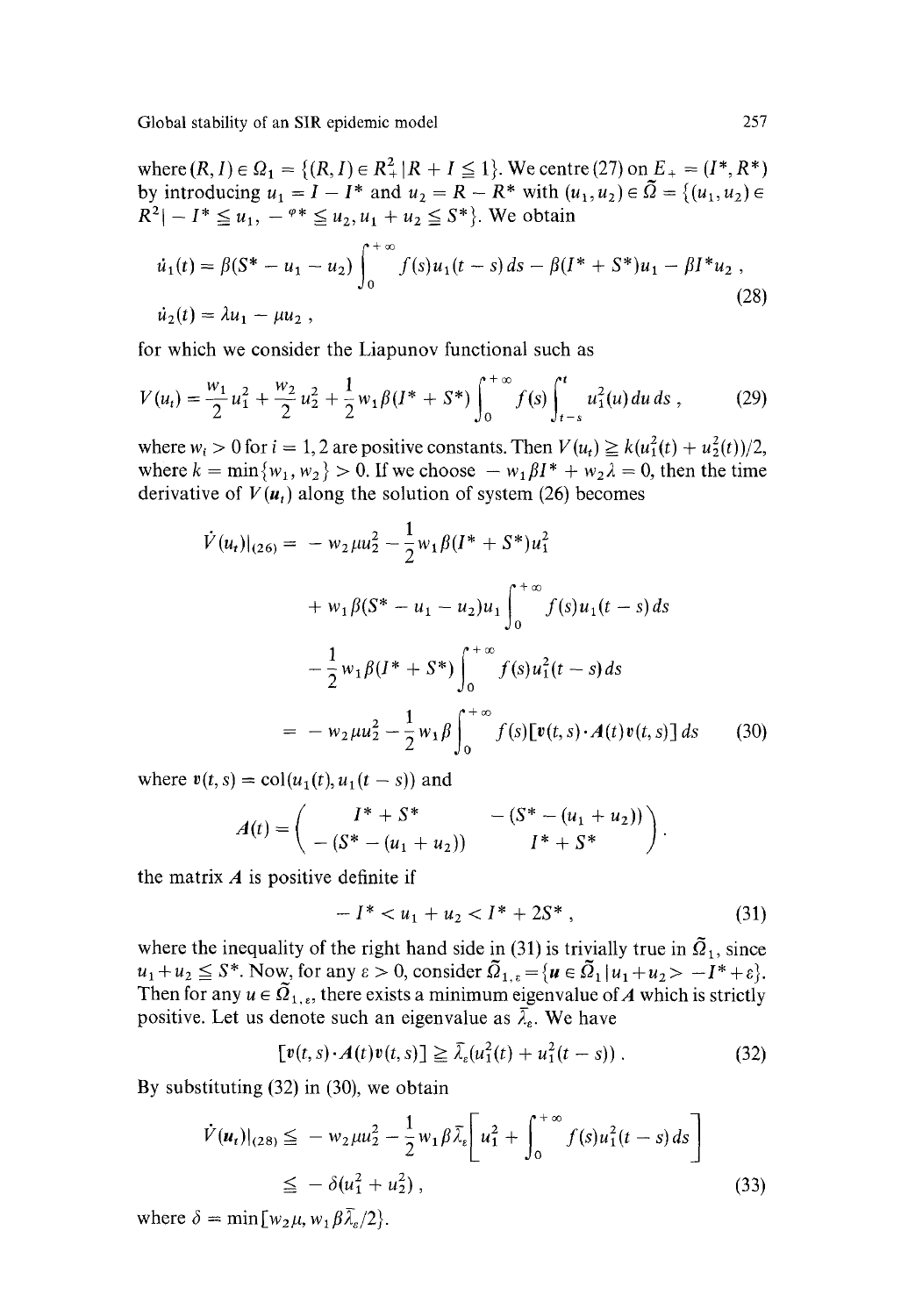where $(R, I) \in \Omega_1 = \{(R, I) \in R_+^2 \mid R + I \leqq 1\}$. We centre (27) on $E_+ = (I^*, R^*)$ by introducing $u_1 = I - I^*$ and $u_2 = R - R^*$ with $(u_1, u_2) \in \tilde{\Omega} = \{(u_1, u_2) \in R^2 \mid -I^* \leqq u_1, -{}^{\varphi *} \leqq u_2, u_1 + u_2 \leqq S^*\}$. We obtain

$$
\begin{aligned}
\dot{u}_1(t) &= \beta(S^* - u_1 - u_2) \int_0^{+\infty} f(s) u_1(t-s)\, ds - \beta(I^* + S^*) u_1 - \beta I^* u_2 \,, \\
\dot{u}_2(t) &= \lambda u_1 - \mu u_2 \,,
\end{aligned}
\tag{28}
$$

for which we consider the Liapunov functional such as

$$
V(u_t) = \frac{w_1}{2} u_1^2 + \frac{w_2}{2} u_2^2 + \frac{1}{2} w_1 \beta (I^* + S^*) \int_0^{+\infty} f(s) \int_{t-s}^{t} u_1^2(u)\, du\, ds \,, \tag{29}
$$

where $w_i > 0$ for $i = 1, 2$ are positive constants. Then $V(u_t) \geqq k(u_1^2(t) + u_2^2(t))/2$, where $k = \min\{w_1, w_2\} > 0$. If we choose $-w_1 \beta I^* + w_2 \lambda = 0$, then the time derivative of $V(\boldsymbol{u}_t)$ along the solution of system (26) becomes

$$
\begin{aligned}
\dot{V}(u_t)|_{(26)} = & -w_2 \mu u_2^2 - \frac{1}{2} w_1 \beta (I^* + S^*) u_1^2 \\
& + w_1 \beta (S^* - u_1 - u_2) u_1 \int_0^{+\infty} f(s) u_1(t-s)\, ds \\
& - \frac{1}{2} w_1 \beta (I^* + S^*) \int_0^{+\infty} f(s) u_1^2(t-s)\, ds \\
= & -w_2 \mu u_2^2 - \frac{1}{2} w_1 \beta \int_0^{+\infty} f(s) [\boldsymbol{v}(t,s) \cdot \boldsymbol{A}(t) \boldsymbol{v}(t,s)]\, ds
\end{aligned}
\tag{30}
$$

where $\boldsymbol{v}(t,s) = \mathrm{col}(u_1(t), u_1(t-s))$ and

$$
A(t) = \begin{pmatrix} I^* + S^* & -(S^* - (u_1 + u_2)) \\ -(S^* - (u_1 + u_2)) & I^* + S^* \end{pmatrix}.
$$

the matrix $\boldsymbol{A}$ is positive definite if

$$
-I^* < u_1 + u_2 < I^* + 2S^* \,, \tag{31}
$$

where the inequality of the right hand side in (31) is trivially true in $\tilde{\Omega}_1$, since $u_1 + u_2 \leqq S^*$. Now, for any $\varepsilon > 0$, consider $\tilde{\Omega}_{1,\varepsilon} = \{\boldsymbol{u} \in \tilde{\Omega}_1 \mid u_1 + u_2 > -I^* + \varepsilon\}$. Then for any $u \in \tilde{\Omega}_{1,\varepsilon}$, there exists a minimum eigenvalue of $\boldsymbol{A}$ which is strictly positive. Let us denote such an eigenvalue as $\bar{\lambda}_\varepsilon$. We have

$$
[\boldsymbol{v}(t,s) \cdot \boldsymbol{A}(t) \boldsymbol{v}(t,s)] \geqq \bar{\lambda}_\varepsilon (u_1^2(t) + u_1^2(t-s)) \,. \tag{32}
$$

By substituting (32) in (30), we obtain

$$
\begin{aligned}
\dot{V}(\boldsymbol{u}_t)|_{(28)} & \leqq -w_2 \mu u_2^2 - \frac{1}{2} w_1 \beta \bar{\lambda}_\varepsilon \left[ u_1^2 + \int_0^{+\infty} f(s) u_1^2(t-s)\, ds \right] \\
& \leqq -\delta (u_1^2 + u_2^2) \,,
\end{aligned}
\tag{33}
$$

where $\delta = \min[w_2 \mu, w_1 \beta \bar{\lambda}_\varepsilon / 2\}$.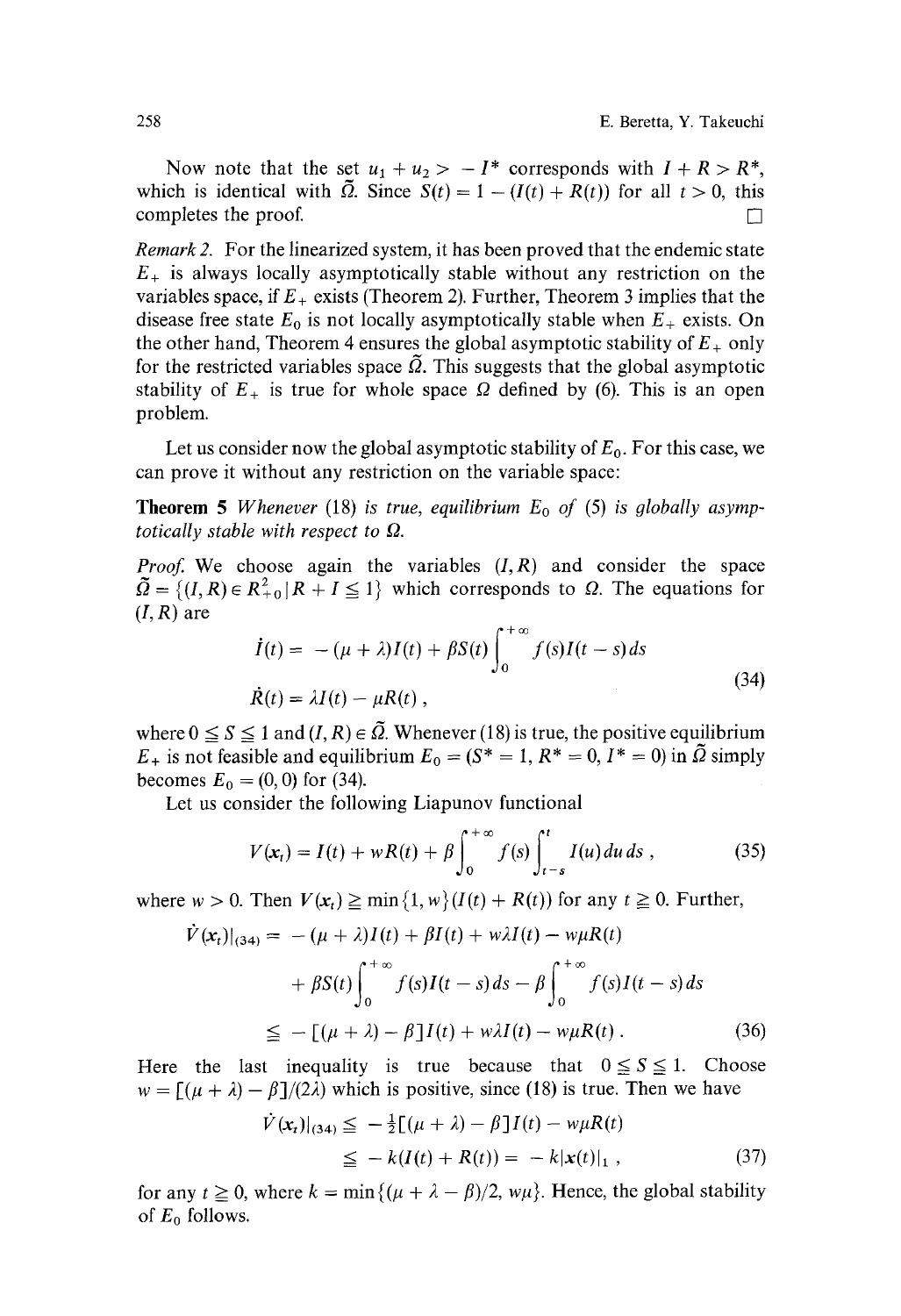Now note that the set $u_1 + u_2 > -I^*$ corresponds with $I + R > R^*$, which is identical with $\tilde{\Omega}$. Since $S(t) = 1 - (I(t) + R(t))$ for all $t > 0$, this completes the proof. □

*Remark 2.* For the linearized system, it has been proved that the endemic state $E_+$ is always locally asymptotically stable without any restriction on the variables space, if $E_+$ exists (Theorem 2). Further, Theorem 3 implies that the disease free state $E_0$ is not locally asymptotically stable when $E_+$ exists. On the other hand, Theorem 4 ensures the global asymptotic stability of $E_+$ only for the restricted variables space $\tilde{\Omega}$. This suggests that the global asymptotic stability of $E_+$ is true for whole space $\Omega$ defined by (6). This is an open problem.

Let us consider now the global asymptotic stability of $E_0$. For this case, we can prove it without any restriction on the variable space:

**Theorem 5** *Whenever* (18) *is true, equilibrium* $E_0$ *of* (5) *is globally asymptotically stable with respect to* $\Omega$.

*Proof.* We choose again the variables $(I, R)$ and consider the space $\tilde{\Omega} = \{(I, R) \in R^2_{+0} \mid R + I \leqq 1\}$ which corresponds to $\Omega$. The equations for $(I, R)$ are

$$
\begin{aligned}
\dot{I}(t) &= -(\mu + \lambda)I(t) + \beta S(t) \int_0^{+\infty} f(s) I(t-s)\, ds \\
\dot{R}(t) &= \lambda I(t) - \mu R(t),
\end{aligned}
\tag{34}
$$

where $0 \leqq S \leqq 1$ and $(I, R) \in \tilde{\Omega}$. Whenever (18) is true, the positive equilibrium $E_+$ is not feasible and equilibrium $E_0 = (S^* = 1, R^* = 0, I^* = 0)$ in $\tilde{\Omega}$ simply becomes $E_0 = (0, 0)$ for (34).

Let us consider the following Liapunov functional

$$
V(x_t) = I(t) + wR(t) + \beta \int_0^{+\infty} f(s) \int_{t-s}^{t} I(u)\, du\, ds\,, \tag{35}
$$

where $w > 0$. Then $V(x_t) \geqq \min\{1, w\}(I(t) + R(t))$ for any $t \geqq 0$. Further,

$$
\begin{aligned}
\dot{V}(x_t)|_{(34)} &= -(\mu + \lambda)I(t) + \beta I(t) + w\lambda I(t) - w\mu R(t) \\
&\quad + \beta S(t) \int_0^{+\infty} f(s) I(t-s)\, ds - \beta \int_0^{+\infty} f(s) I(t-s)\, ds \\
&\leqq -[(\mu + \lambda) - \beta] I(t) + w\lambda I(t) - w\mu R(t)\,.
\end{aligned}
\tag{36}
$$

Here the last inequality is true because that $0 \leqq S \leqq 1$. Choose $w = [(\mu + \lambda) - \beta]/(2\lambda)$ which is positive, since (18) is true. Then we have

$$
\begin{aligned}
\dot{V}(x_t)|_{(34)} &\leqq -\tfrac{1}{2}[(\mu + \lambda) - \beta] I(t) - w\mu R(t) \\
&\leqq -k(I(t) + R(t)) = -k|x(t)|_1\,,
\end{aligned}
\tag{37}
$$

for any $t \geqq 0$, where $k = \min\{(\mu + \lambda - \beta)/2, w\mu\}$. Hence, the global stability of $E_0$ follows.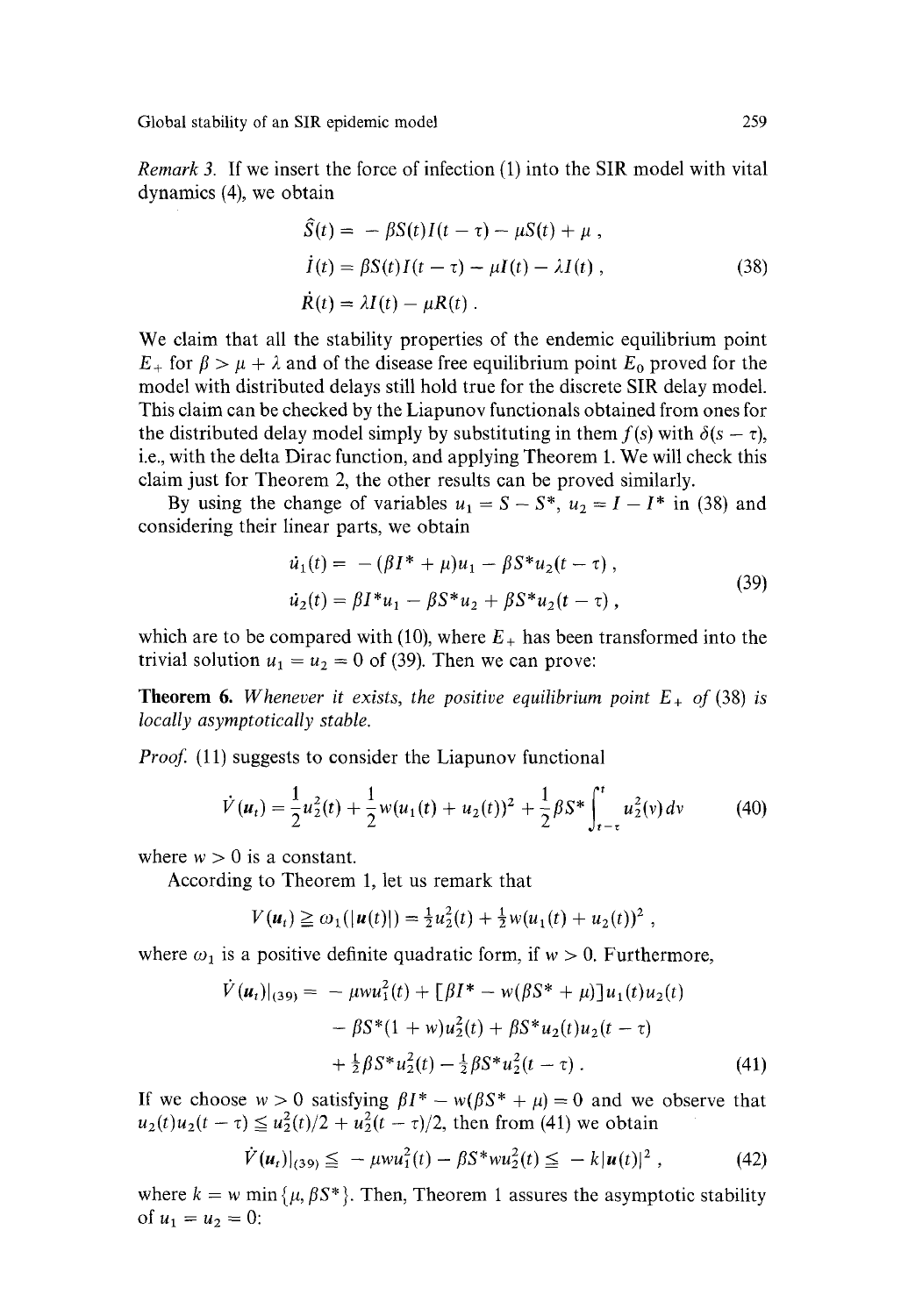*Remark 3.* If we insert the force of infection (1) into the SIR model with vital dynamics (4), we obtain

$$\begin{aligned}
\dot{S}(t) &= -\beta S(t)I(t-\tau) - \mu S(t) + \mu , \\
\dot{I}(t) &= \beta S(t)I(t-\tau) - \mu I(t) - \lambda I(t) , \\
\dot{R}(t) &= \lambda I(t) - \mu R(t) .
\end{aligned} \tag{38}$$

We claim that all the stability properties of the endemic equilibrium point $E_+$ for $\beta > \mu + \lambda$ and of the disease free equilibrium point $E_0$ proved for the model with distributed delays still hold true for the discrete SIR delay model. This claim can be checked by the Liapunov functionals obtained from ones for the distributed delay model simply by substituting in them $f(s)$ with $\delta(s-\tau)$, i.e., with the delta Dirac function, and applying Theorem 1. We will check this claim just for Theorem 2, the other results can be proved similarly.

By using the change of variables $u_1 = S - S^*$, $u_2 = I - I^*$ in (38) and considering their linear parts, we obtain

$$\begin{aligned}
\dot{u}_1(t) &= -(\beta I^* + \mu)u_1 - \beta S^* u_2(t-\tau) , \\
\dot{u}_2(t) &= \beta I^* u_1 - \beta S^* u_2 + \beta S^* u_2(t-\tau) ,
\end{aligned} \tag{39}$$

which are to be compared with (10), where $E_+$ has been transformed into the trivial solution $u_1 = u_2 = 0$ of (39). Then we can prove:

**Theorem 6.** *Whenever it exists, the positive equilibrium point $E_+$ of (38) is locally asymptotically stable.*

*Proof.* (11) suggests to consider the Liapunov functional

$$V(\boldsymbol{u}_t) = \frac{1}{2}u_2^2(t) + \frac{1}{2}w(u_1(t) + u_2(t))^2 + \frac{1}{2}\beta S^* \int_{t-\tau}^{t} u_2^2(v)\,dv \tag{40}$$

where $w > 0$ is a constant.

According to Theorem 1, let us remark that

$$V(\boldsymbol{u}_t) \geqq \omega_1(|\boldsymbol{u}(t)|) = \tfrac{1}{2}u_2^2(t) + \tfrac{1}{2}w(u_1(t) + u_2(t))^2 ,$$

where $\omega_1$ is a positive definite quadratic form, if $w > 0$. Furthermore,

$$\begin{aligned}
\dot{V}(\boldsymbol{u}_t)|_{(39)} = &-\mu w u_1^2(t) + [\beta I^* - w(\beta S^* + \mu)]u_1(t)u_2(t) \\
&- \beta S^*(1 + w)u_2^2(t) + \beta S^* u_2(t)u_2(t-\tau) \\
&+ \tfrac{1}{2}\beta S^* u_2^2(t) - \tfrac{1}{2}\beta S^* u_2^2(t-\tau) .
\end{aligned} \tag{41}$$

If we choose $w > 0$ satisfying $\beta I^* - w(\beta S^* + \mu) = 0$ and we observe that $u_2(t)u_2(t-\tau) \leqq u_2^2(t)/2 + u_2^2(t-\tau)/2$, then from (41) we obtain

$$\dot{V}(\boldsymbol{u}_t)|_{(39)} \leqq -\mu w u_1^2(t) - \beta S^* w u_2^2(t) \leqq -k|\boldsymbol{u}(t)|^2 , \tag{42}$$

where $k = w \min\{\mu, \beta S^*\}$. Then, Theorem 1 assures the asymptotic stability of $u_1 = u_2 = 0$: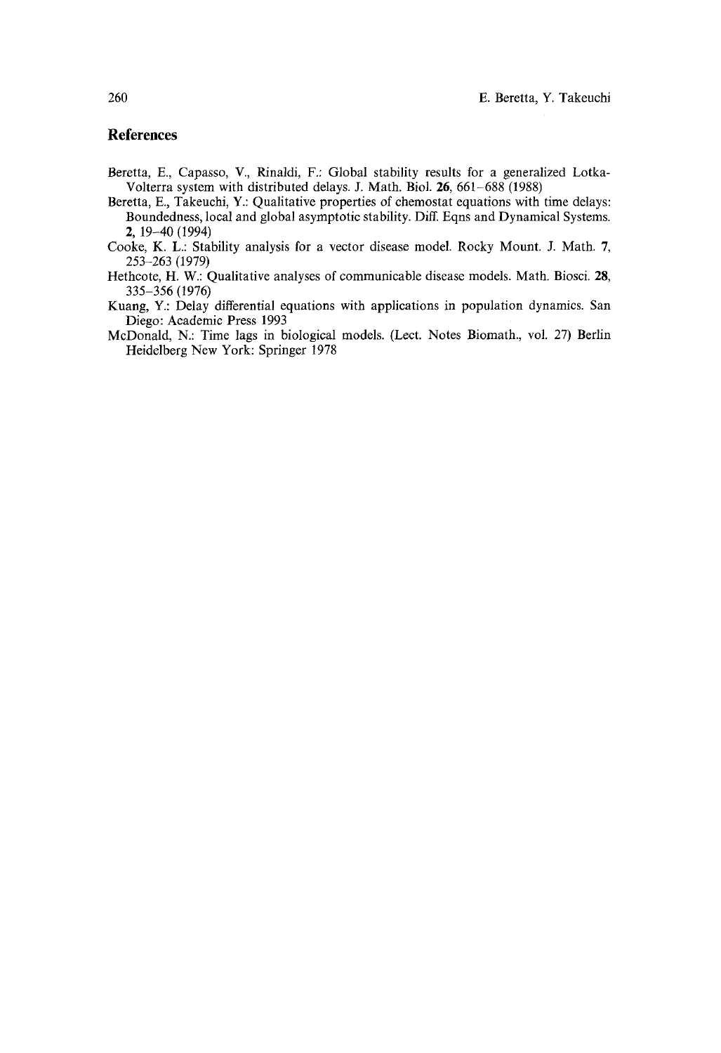## References

Beretta, E., Capasso, V., Rinaldi, F.: Global stability results for a generalized Lotka-Volterra system with distributed delays. J. Math. Biol. **26**, 661–688 (1988)

Beretta, E., Takeuchi, Y.: Qualitative properties of chemostat equations with time delays: Boundedness, local and global asymptotic stability. Diff. Eqns and Dynamical Systems. **2**, 19–40 (1994)

Cooke, K. L.: Stability analysis for a vector disease model. Rocky Mount. J. Math. **7**, 253–263 (1979)

Hethcote, H. W.: Qualitative analyses of communicable disease models. Math. Biosci. **28**, 335–356 (1976)

Kuang, Y.: Delay differential equations with applications in population dynamics. San Diego: Academic Press 1993

McDonald, N.: Time lags in biological models. (Lect. Notes Biomath., vol. 27) Berlin Heidelberg New York: Springer 1978